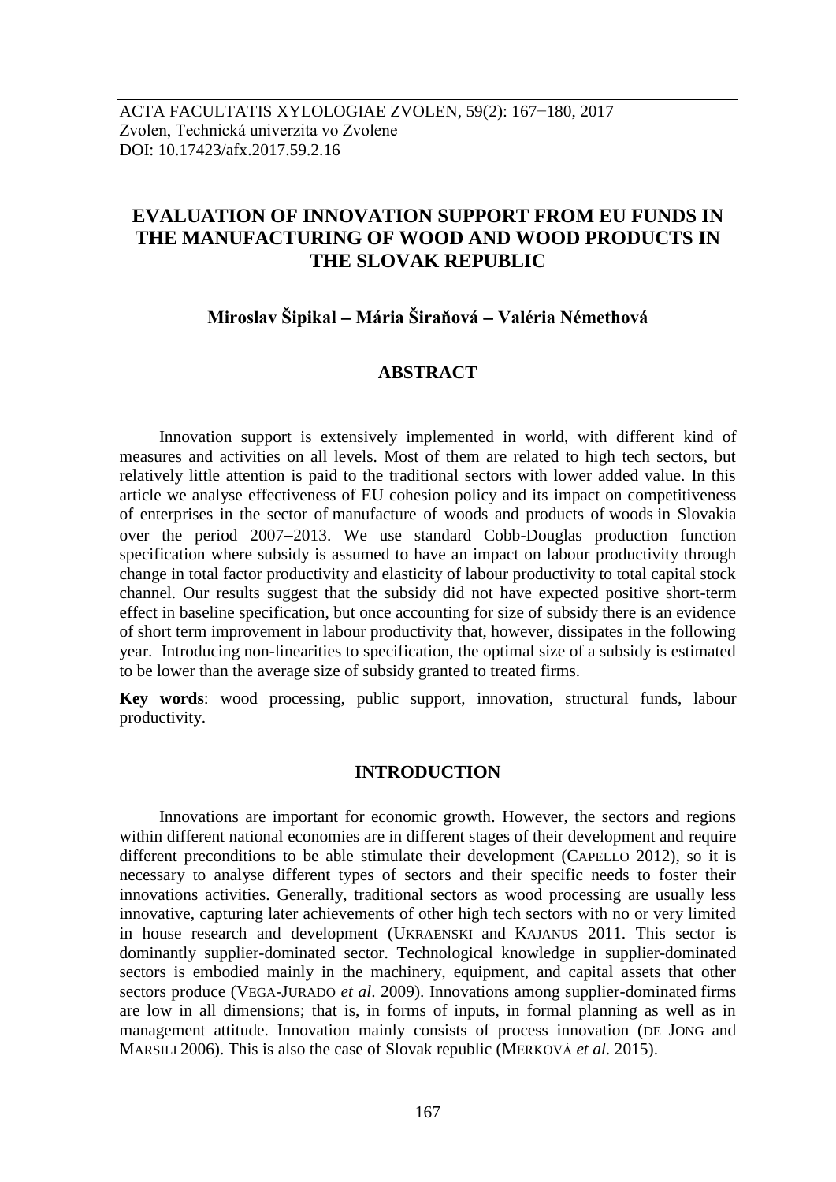ACTA FACULTATIS XYLOLOGIAE ZVOLEN, 59(2): 167−180, 2017
Zvolen, Technická univerzita vo Zvolene
DOI: 10.17423/afx.2017.59.2.16

# EVALUATION OF INNOVATION SUPPORT FROM EU FUNDS IN THE MANUFACTURING OF WOOD AND WOOD PRODUCTS IN THE SLOVAK REPUBLIC

**Miroslav Šipikal – Mária Široňová – Valéria Némethová**

## ABSTRACT

Innovation support is extensively implemented in world, with different kind of measures and activities on all levels. Most of them are related to high tech sectors, but relatively little attention is paid to the traditional sectors with lower added value. In this article we analyse effectiveness of EU cohesion policy and its impact on competitiveness of enterprises in the sector of manufacture of woods and products of woods in Slovakia over the period 2007−2013. We use standard Cobb-Douglas production function specification where subsidy is assumed to have an impact on labour productivity through change in total factor productivity and elasticity of labour productivity to total capital stock channel. Our results suggest that the subsidy did not have expected positive short-term effect in baseline specification, but once accounting for size of subsidy there is an evidence of short term improvement in labour productivity that, however, dissipates in the following year. Introducing non-linearities to specification, the optimal size of a subsidy is estimated to be lower than the average size of subsidy granted to treated firms.

**Key words**: wood processing, public support, innovation, structural funds, labour productivity.

## INTRODUCTION

Innovations are important for economic growth. However, the sectors and regions within different national economies are in different stages of their development and require different preconditions to be able stimulate their development (CAPELLO 2012), so it is necessary to analyse different types of sectors and their specific needs to foster their innovations activities. Generally, traditional sectors as wood processing are usually less innovative, capturing later achievements of other high tech sectors with no or very limited in house research and development (UKRAENSKI and KAJANUS 2011. This sector is dominantly supplier-dominated sector. Technological knowledge in supplier-dominated sectors is embodied mainly in the machinery, equipment, and capital assets that other sectors produce (VEGA-JURADO *et al*. 2009). Innovations among supplier-dominated firms are low in all dimensions; that is, in forms of inputs, in formal planning as well as in management attitude. Innovation mainly consists of process innovation (DE JONG and MARSILI 2006). This is also the case of Slovak republic (MERKOVÁ *et al*. 2015).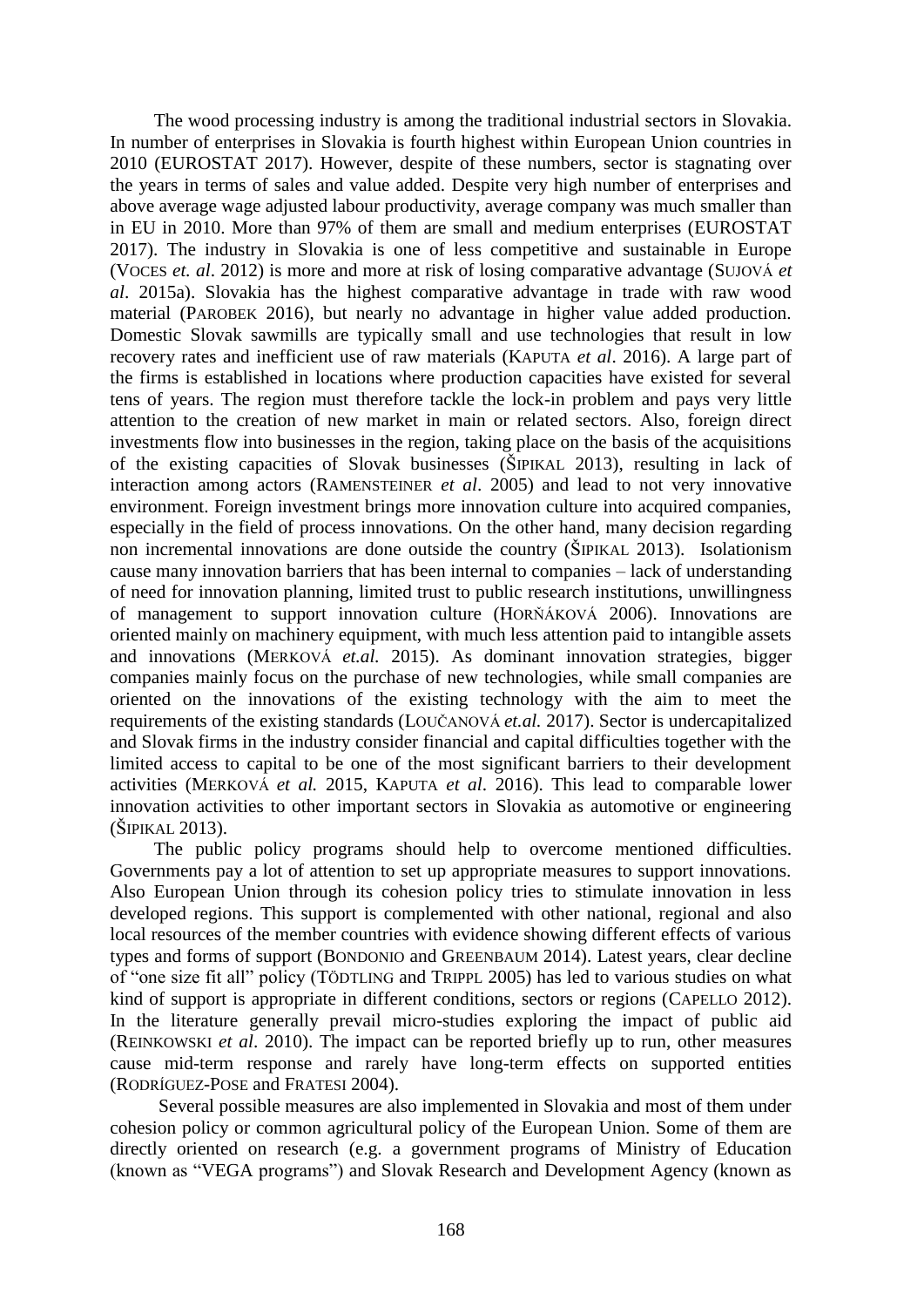The wood processing industry is among the traditional industrial sectors in Slovakia. In number of enterprises in Slovakia is fourth highest within European Union countries in 2010 (EUROSTAT 2017). However, despite of these numbers, sector is stagnating over the years in terms of sales and value added. Despite very high number of enterprises and above average wage adjusted labour productivity, average company was much smaller than in EU in 2010. More than 97% of them are small and medium enterprises (EUROSTAT 2017). The industry in Slovakia is one of less competitive and sustainable in Europe (VOCES *et. al*. 2012) is more and more at risk of losing comparative advantage (SUJOVÁ *et al*. 2015a). Slovakia has the highest comparative advantage in trade with raw wood material (PAROBEK 2016), but nearly no advantage in higher value added production. Domestic Slovak sawmills are typically small and use technologies that result in low recovery rates and inefficient use of raw materials (KAPUTA *et al*. 2016). A large part of the firms is established in locations where production capacities have existed for several tens of years. The region must therefore tackle the lock-in problem and pays very little attention to the creation of new market in main or related sectors. Also, foreign direct investments flow into businesses in the region, taking place on the basis of the acquisitions of the existing capacities of Slovak businesses (ŠIPIKAL 2013), resulting in lack of interaction among actors (RAMENSTEINER *et al*. 2005) and lead to not very innovative environment. Foreign investment brings more innovation culture into acquired companies, especially in the field of process innovations. On the other hand, many decision regarding non incremental innovations are done outside the country (ŠIPIKAL 2013). Isolationism cause many innovation barriers that has been internal to companies – lack of understanding of need for innovation planning, limited trust to public research institutions, unwillingness of management to support innovation culture (HORŇÁKOVÁ 2006). Innovations are oriented mainly on machinery equipment, with much less attention paid to intangible assets and innovations (MERKOVÁ *et.al.* 2015). As dominant innovation strategies, bigger companies mainly focus on the purchase of new technologies, while small companies are oriented on the innovations of the existing technology with the aim to meet the requirements of the existing standards (LOUČANOVÁ *et.al.* 2017). Sector is undercapitalized and Slovak firms in the industry consider financial and capital difficulties together with the limited access to capital to be one of the most significant barriers to their development activities (MERKOVÁ *et al.* 2015, KAPUTA *et al*. 2016). This lead to comparable lower innovation activities to other important sectors in Slovakia as automotive or engineering (ŠIPIKAL 2013).

The public policy programs should help to overcome mentioned difficulties. Governments pay a lot of attention to set up appropriate measures to support innovations. Also European Union through its cohesion policy tries to stimulate innovation in less developed regions. This support is complemented with other national, regional and also local resources of the member countries with evidence showing different effects of various types and forms of support (BONDONIO and GREENBAUM 2014). Latest years, clear decline of "one size fit all" policy (TÖDTLING and TRIPPL 2005) has led to various studies on what kind of support is appropriate in different conditions, sectors or regions (CAPELLO 2012). In the literature generally prevail micro-studies exploring the impact of public aid (REINKOWSKI *et al*. 2010). The impact can be reported briefly up to run, other measures cause mid-term response and rarely have long-term effects on supported entities (RODRÍGUEZ-POSE and FRATESI 2004).

Several possible measures are also implemented in Slovakia and most of them under cohesion policy or common agricultural policy of the European Union. Some of them are directly oriented on research (e.g. a government programs of Ministry of Education (known as "VEGA programs") and Slovak Research and Development Agency (known as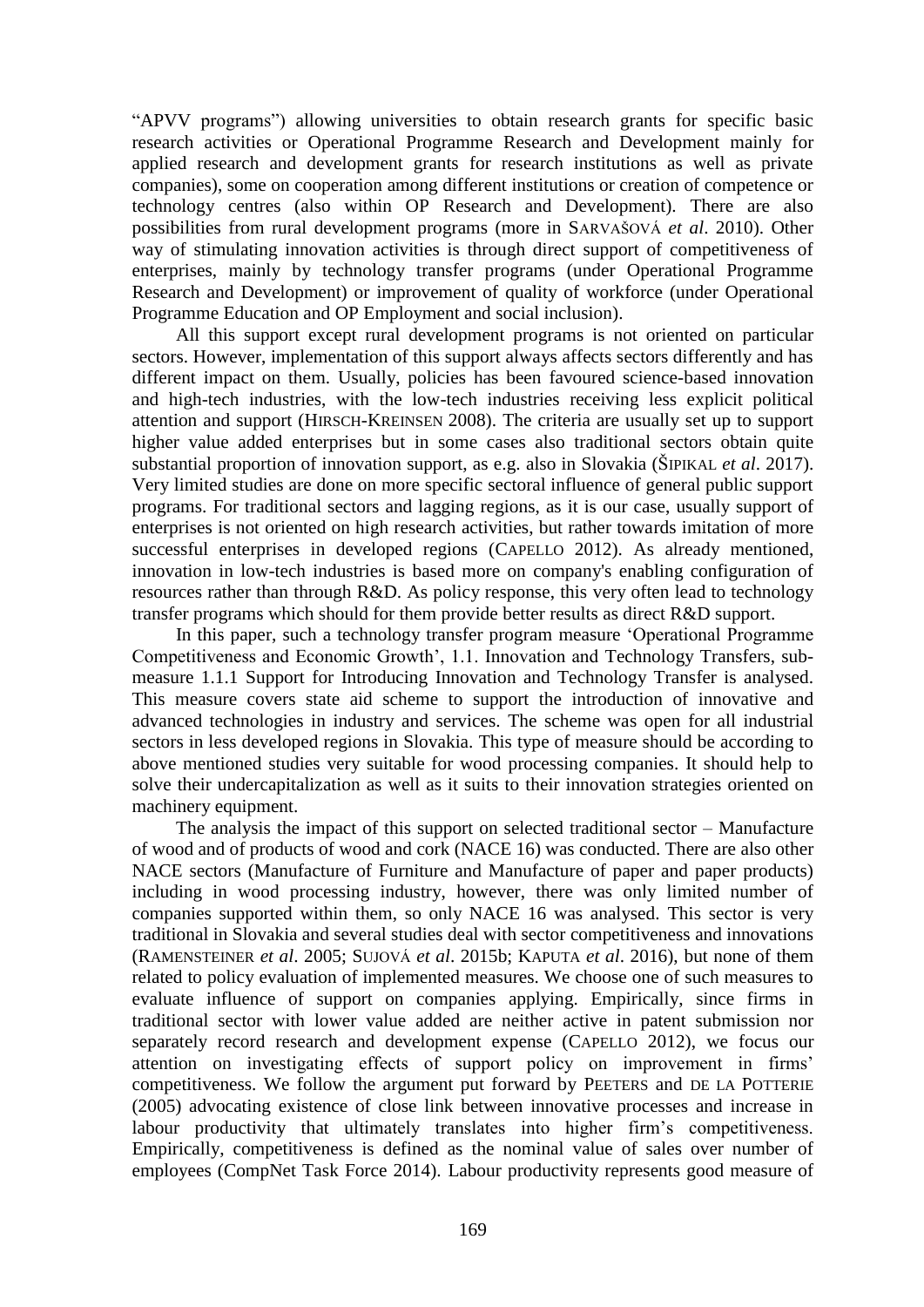"APVV programs") allowing universities to obtain research grants for specific basic research activities or Operational Programme Research and Development mainly for applied research and development grants for research institutions as well as private companies), some on cooperation among different institutions or creation of competence or technology centres (also within OP Research and Development). There are also possibilities from rural development programs (more in SARVAŠOVÁ *et al*. 2010). Other way of stimulating innovation activities is through direct support of competitiveness of enterprises, mainly by technology transfer programs (under Operational Programme Research and Development) or improvement of quality of workforce (under Operational Programme Education and OP Employment and social inclusion).

All this support except rural development programs is not oriented on particular sectors. However, implementation of this support always affects sectors differently and has different impact on them. Usually, policies has been favoured science-based innovation and high-tech industries, with the low-tech industries receiving less explicit political attention and support (HIRSCH-KREINSEN 2008). The criteria are usually set up to support higher value added enterprises but in some cases also traditional sectors obtain quite substantial proportion of innovation support, as e.g. also in Slovakia (ŠIPIKAL *et al*. 2017). Very limited studies are done on more specific sectoral influence of general public support programs. For traditional sectors and lagging regions, as it is our case, usually support of enterprises is not oriented on high research activities, but rather towards imitation of more successful enterprises in developed regions (CAPELLO 2012). As already mentioned, innovation in low-tech industries is based more on company's enabling configuration of resources rather than through R&D. As policy response, this very often lead to technology transfer programs which should for them provide better results as direct R&D support.

In this paper, such a technology transfer program measure 'Operational Programme Competitiveness and Economic Growth', 1.1. Innovation and Technology Transfers, sub-measure 1.1.1 Support for Introducing Innovation and Technology Transfer is analysed. This measure covers state aid scheme to support the introduction of innovative and advanced technologies in industry and services. The scheme was open for all industrial sectors in less developed regions in Slovakia. This type of measure should be according to above mentioned studies very suitable for wood processing companies. It should help to solve their undercapitalization as well as it suits to their innovation strategies oriented on machinery equipment.

The analysis the impact of this support on selected traditional sector – Manufacture of wood and of products of wood and cork (NACE 16) was conducted. There are also other NACE sectors (Manufacture of Furniture and Manufacture of paper and paper products) including in wood processing industry, however, there was only limited number of companies supported within them, so only NACE 16 was analysed. This sector is very traditional in Slovakia and several studies deal with sector competitiveness and innovations (RAMENSTEINER *et al*. 2005; SUJOVÁ *et al*. 2015b; KAPUTA *et al*. 2016), but none of them related to policy evaluation of implemented measures. We choose one of such measures to evaluate influence of support on companies applying. Empirically, since firms in traditional sector with lower value added are neither active in patent submission nor separately record research and development expense (CAPELLO 2012), we focus our attention on investigating effects of support policy on improvement in firms' competitiveness. We follow the argument put forward by PEETERS and DE LA POTTERIE (2005) advocating existence of close link between innovative processes and increase in labour productivity that ultimately translates into higher firm's competitiveness. Empirically, competitiveness is defined as the nominal value of sales over number of employees (CompNet Task Force 2014). Labour productivity represents good measure of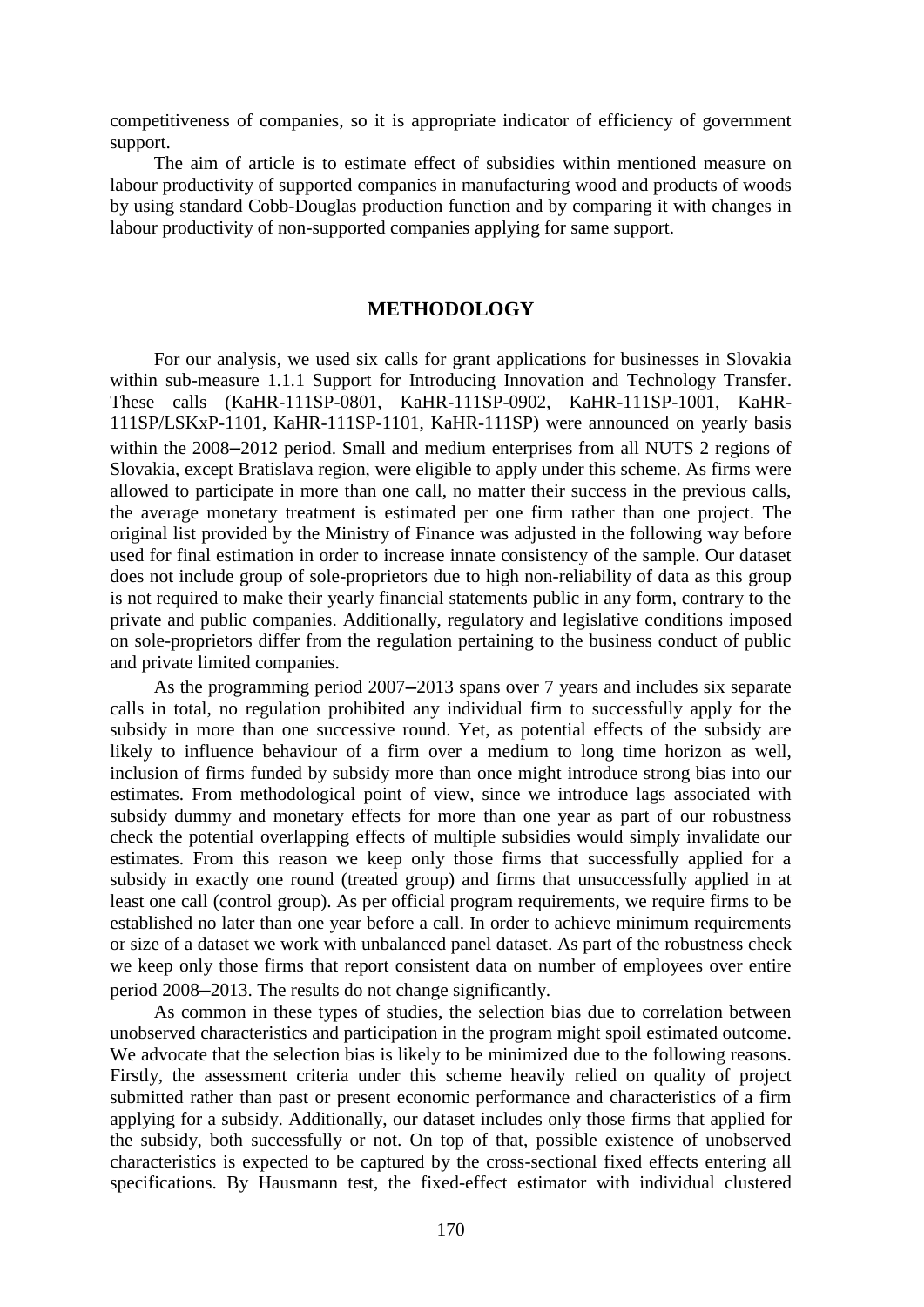competitiveness of companies, so it is appropriate indicator of efficiency of government support.

The aim of article is to estimate effect of subsidies within mentioned measure on labour productivity of supported companies in manufacturing wood and products of woods by using standard Cobb-Douglas production function and by comparing it with changes in labour productivity of non-supported companies applying for same support.

## METHODOLOGY

For our analysis, we used six calls for grant applications for businesses in Slovakia within sub-measure 1.1.1 Support for Introducing Innovation and Technology Transfer. These calls (KaHR-111SP-0801, KaHR-111SP-0902, KaHR-111SP-1001, KaHR-111SP/LSKxP-1101, KaHR-111SP-1101, KaHR-111SP) were announced on yearly basis within the 2008–2012 period. Small and medium enterprises from all NUTS 2 regions of Slovakia, except Bratislava region, were eligible to apply under this scheme. As firms were allowed to participate in more than one call, no matter their success in the previous calls, the average monetary treatment is estimated per one firm rather than one project. The original list provided by the Ministry of Finance was adjusted in the following way before used for final estimation in order to increase innate consistency of the sample. Our dataset does not include group of sole-proprietors due to high non-reliability of data as this group is not required to make their yearly financial statements public in any form, contrary to the private and public companies. Additionally, regulatory and legislative conditions imposed on sole-proprietors differ from the regulation pertaining to the business conduct of public and private limited companies.

As the programming period 2007–2013 spans over 7 years and includes six separate calls in total, no regulation prohibited any individual firm to successfully apply for the subsidy in more than one successive round. Yet, as potential effects of the subsidy are likely to influence behaviour of a firm over a medium to long time horizon as well, inclusion of firms funded by subsidy more than once might introduce strong bias into our estimates. From methodological point of view, since we introduce lags associated with subsidy dummy and monetary effects for more than one year as part of our robustness check the potential overlapping effects of multiple subsidies would simply invalidate our estimates. From this reason we keep only those firms that successfully applied for a subsidy in exactly one round (treated group) and firms that unsuccessfully applied in at least one call (control group). As per official program requirements, we require firms to be established no later than one year before a call. In order to achieve minimum requirements or size of a dataset we work with unbalanced panel dataset. As part of the robustness check we keep only those firms that report consistent data on number of employees over entire period 2008–2013. The results do not change significantly.

As common in these types of studies, the selection bias due to correlation between unobserved characteristics and participation in the program might spoil estimated outcome. We advocate that the selection bias is likely to be minimized due to the following reasons. Firstly, the assessment criteria under this scheme heavily relied on quality of project submitted rather than past or present economic performance and characteristics of a firm applying for a subsidy. Additionally, our dataset includes only those firms that applied for the subsidy, both successfully or not. On top of that, possible existence of unobserved characteristics is expected to be captured by the cross-sectional fixed effects entering all specifications. By Hausmann test, the fixed-effect estimator with individual clustered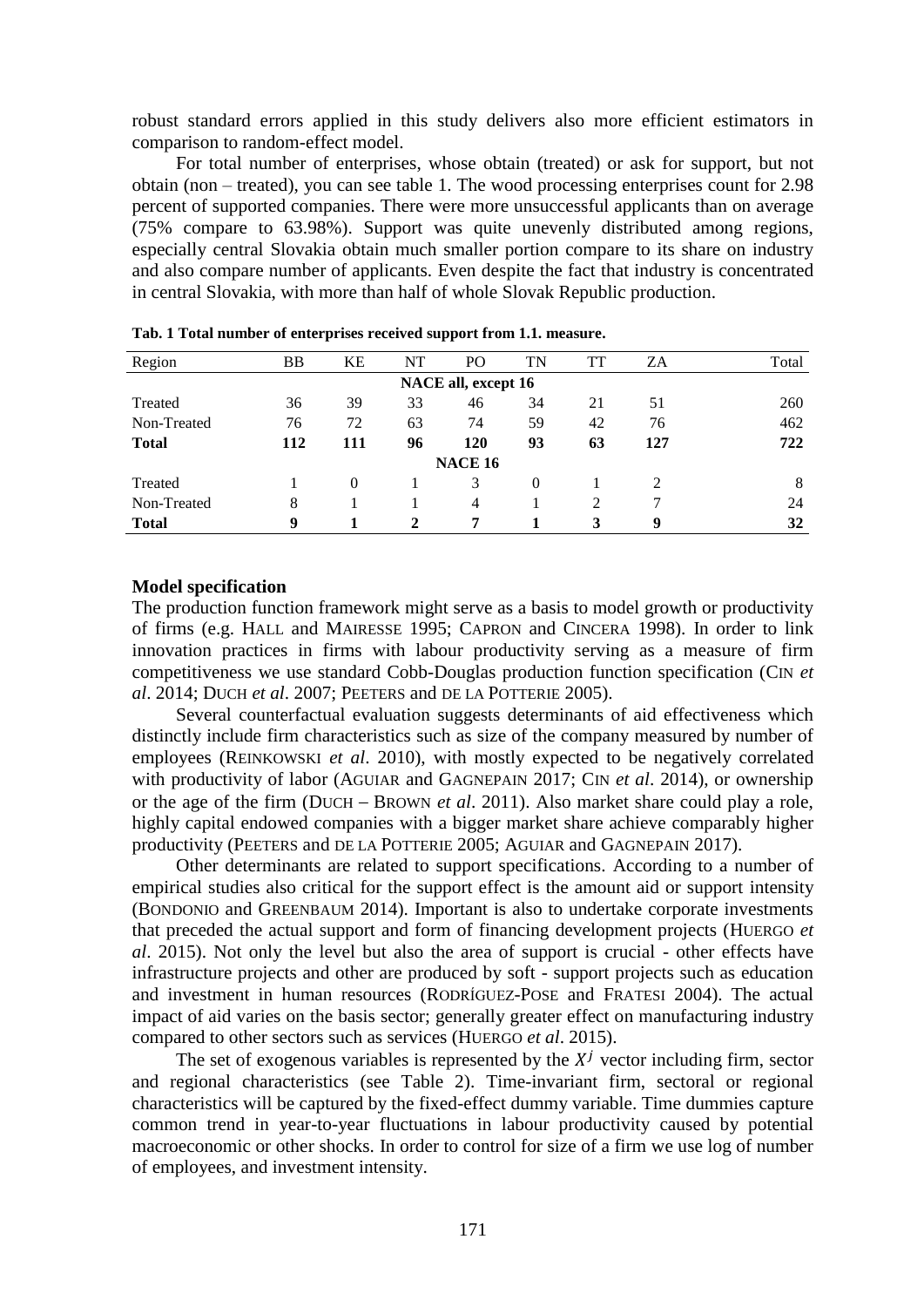robust standard errors applied in this study delivers also more efficient estimators in comparison to random-effect model.

For total number of enterprises, whose obtain (treated) or ask for support, but not obtain (non – treated), you can see table 1. The wood processing enterprises count for 2.98 percent of supported companies. There were more unsuccessful applicants than on average (75% compare to 63.98%). Support was quite unevenly distributed among regions, especially central Slovakia obtain much smaller portion compare to its share on industry and also compare number of applicants. Even despite the fact that industry is concentrated in central Slovakia, with more than half of whole Slovak Republic production.

**Tab. 1 Total number of enterprises received support from 1.1. measure.**

| Region | BB | KE | NT | PO | TN | TT | ZA | Total |
|---|---|---|---|---|---|---|---|---|
| | | | | **NACE all, except 16** | | | | |
| Treated | 36 | 39 | 33 | 46 | 34 | 21 | 51 | 260 |
| Non-Treated | 76 | 72 | 63 | 74 | 59 | 42 | 76 | 462 |
| **Total** | **112** | **111** | **96** | **120** | **93** | **63** | **127** | **722** |
| | | | | **NACE 16** | | | | |
| Treated | 1 | 0 | 1 | 3 | 0 | 1 | 2 | 8 |
| Non-Treated | 8 | 1 | 1 | 4 | 1 | 2 | 7 | 24 |
| **Total** | **9** | **1** | **2** | **7** | **1** | **3** | **9** | **32** |

**Model specification**

The production function framework might serve as a basis to model growth or productivity of firms (e.g. HALL and MAIRESSE 1995; CAPRON and CINCERA 1998). In order to link innovation practices in firms with labour productivity serving as a measure of firm competitiveness we use standard Cobb-Douglas production function specification (CIN *et al*. 2014; DUCH *et al*. 2007; PEETERS and DE LA POTTERIE 2005).

Several counterfactual evaluation suggests determinants of aid effectiveness which distinctly include firm characteristics such as size of the company measured by number of employees (REINKOWSKI *et al*. 2010), with mostly expected to be negatively correlated with productivity of labor (AGUIAR and GAGNEPAIN 2017; CIN *et al*. 2014), or ownership or the age of the firm (DUCH – BROWN *et al*. 2011). Also market share could play a role, highly capital endowed companies with a bigger market share achieve comparably higher productivity (PEETERS and DE LA POTTERIE 2005; AGUIAR and GAGNEPAIN 2017).

Other determinants are related to support specifications. According to a number of empirical studies also critical for the support effect is the amount aid or support intensity (BONDONIO and GREENBAUM 2014). Important is also to undertake corporate investments that preceded the actual support and form of financing development projects (HUERGO *et al*. 2015). Not only the level but also the area of support is crucial - other effects have infrastructure projects and other are produced by soft - support projects such as education and investment in human resources (RODRÍGUEZ-POSE and FRATESI 2004). The actual impact of aid varies on the basis sector; generally greater effect on manufacturing industry compared to other sectors such as services (HUERGO *et al*. 2015).

The set of exogenous variables is represented by the $X^j$ vector including firm, sector and regional characteristics (see Table 2). Time-invariant firm, sectoral or regional characteristics will be captured by the fixed-effect dummy variable. Time dummies capture common trend in year-to-year fluctuations in labour productivity caused by potential macroeconomic or other shocks. In order to control for size of a firm we use log of number of employees, and investment intensity.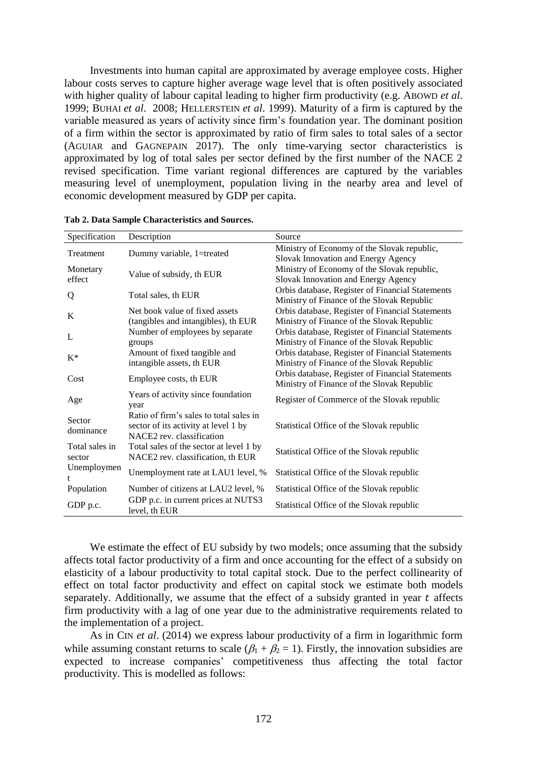Investments into human capital are approximated by average employee costs. Higher labour costs serves to capture higher average wage level that is often positively associated with higher quality of labour capital leading to higher firm productivity (e.g. Abowd *et al*. 1999; Buhai *et al*. 2008; Hellerstein *et al*. 1999). Maturity of a firm is captured by the variable measured as years of activity since firm's foundation year. The dominant position of a firm within the sector is approximated by ratio of firm sales to total sales of a sector (Aguiar and Gagnepain 2017). The only time-varying sector characteristics is approximated by log of total sales per sector defined by the first number of the NACE 2 revised specification. Time variant regional differences are captured by the variables measuring level of unemployment, population living in the nearby area and level of economic development measured by GDP per capita.

**Tab 2. Data Sample Characteristics and Sources.**

| Specification | Description | Source |
|---|---|---|
| Treatment | Dummy variable, 1=treated | Ministry of Economy of the Slovak republic, Slovak Innovation and Energy Agency |
| Monetary effect | Value of subsidy, th EUR | Ministry of Economy of the Slovak republic, Slovak Innovation and Energy Agency |
| Q | Total sales, th EUR | Orbis database, Register of Financial Statements Ministry of Finance of the Slovak Republic |
| K | Net book value of fixed assets (tangibles and intangibles), th EUR | Orbis database, Register of Financial Statements Ministry of Finance of the Slovak Republic |
| L | Number of employees by separate groups | Orbis database, Register of Financial Statements Ministry of Finance of the Slovak Republic |
| K* | Amount of fixed tangible and intangible assets, th EUR | Orbis database, Register of Financial Statements Ministry of Finance of the Slovak Republic |
| Cost | Employee costs, th EUR | Orbis database, Register of Financial Statements Ministry of Finance of the Slovak Republic |
| Age | Years of activity since foundation year | Register of Commerce of the Slovak republic |
| Sector dominance | Ratio of firm's sales to total sales in sector of its activity at level 1 by NACE2 rev. classification | Statistical Office of the Slovak republic |
| Total sales in sector | Total sales of the sector at level 1 by NACE2 rev. classification, th EUR | Statistical Office of the Slovak republic |
| Unemployment | Unemployment rate at LAU1 level, % | Statistical Office of the Slovak republic |
| Population | Number of citizens at LAU2 level, % | Statistical Office of the Slovak republic |
| GDP p.c. | GDP p.c. in current prices at NUTS3 level, th EUR | Statistical Office of the Slovak republic |

We estimate the effect of EU subsidy by two models; once assuming that the subsidy affects total factor productivity of a firm and once accounting for the effect of a subsidy on elasticity of a labour productivity to total capital stock. Due to the perfect collinearity of effect on total factor productivity and effect on capital stock we estimate both models separately. Additionally, we assume that the effect of a subsidy granted in year $t$ affects firm productivity with a lag of one year due to the administrative requirements related to the implementation of a project.

As in Cin *et al*. (2014) we express labour productivity of a firm in logarithmic form while assuming constant returns to scale ($\beta_1 + \beta_2 = 1$). Firstly, the innovation subsidies are expected to increase companies' competitiveness thus affecting the total factor productivity. This is modelled as follows: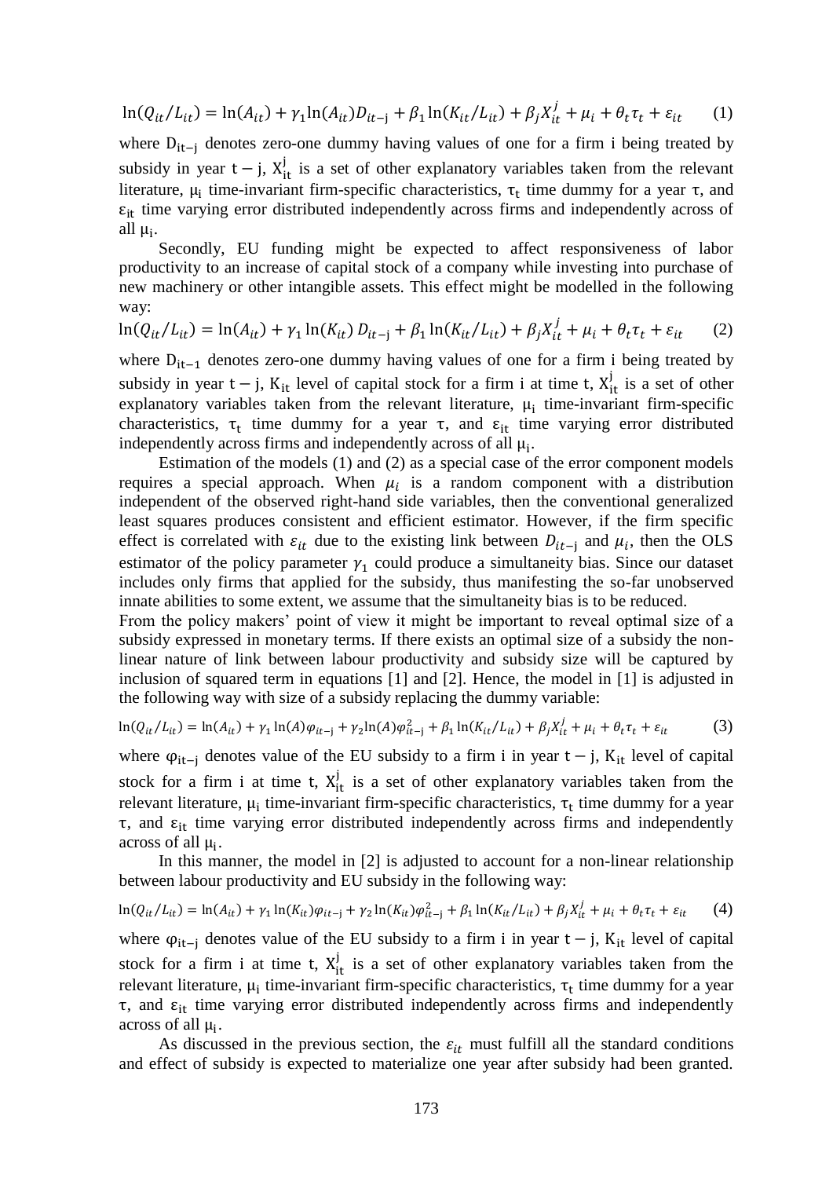$$\ln(Q_{it}/L_{it}) = \ln(A_{it}) + \gamma_1 \ln(A_{it}) D_{it-j} + \beta_1 \ln(K_{it}/L_{it}) + \beta_j X_{it}^j + \mu_i + \theta_t \tau_t + \varepsilon_{it} \qquad (1)$$

where $D_{it-j}$ denotes zero-one dummy having values of one for a firm i being treated by subsidy in year $t-j$, $X_{it}^j$ is a set of other explanatory variables taken from the relevant literature, $\mu_i$ time-invariant firm-specific characteristics, $\tau_t$ time dummy for a year $\tau$, and $\varepsilon_{it}$ time varying error distributed independently across firms and independently across of all $\mu_i$.

Secondly, EU funding might be expected to affect responsiveness of labor productivity to an increase of capital stock of a company while investing into purchase of new machinery or other intangible assets. This effect might be modelled in the following way:

$$\ln(Q_{it}/L_{it}) = \ln(A_{it}) + \gamma_1 \ln(K_{it}) D_{it-j} + \beta_1 \ln(K_{it}/L_{it}) + \beta_j X_{it}^j + \mu_i + \theta_t \tau_t + \varepsilon_{it} \qquad (2)$$

where $D_{it-1}$ denotes zero-one dummy having values of one for a firm i being treated by subsidy in year $t-j$, $K_{it}$ level of capital stock for a firm i at time t, $X_{it}^j$ is a set of other explanatory variables taken from the relevant literature, $\mu_i$ time-invariant firm-specific characteristics, $\tau_t$ time dummy for a year $\tau$, and $\varepsilon_{it}$ time varying error distributed independently across firms and independently across of all $\mu_i$.

Estimation of the models (1) and (2) as a special case of the error component models requires a special approach. When $\mu_i$ is a random component with a distribution independent of the observed right-hand side variables, then the conventional generalized least squares produces consistent and efficient estimator. However, if the firm specific effect is correlated with $\varepsilon_{it}$ due to the existing link between $D_{it-j}$ and $\mu_i$, then the OLS estimator of the policy parameter $\gamma_1$ could produce a simultaneity bias. Since our dataset includes only firms that applied for the subsidy, thus manifesting the so-far unobserved innate abilities to some extent, we assume that the simultaneity bias is to be reduced.

From the policy makers' point of view it might be important to reveal optimal size of a subsidy expressed in monetary terms. If there exists an optimal size of a subsidy the non-linear nature of link between labour productivity and subsidy size will be captured by inclusion of squared term in equations [1] and [2]. Hence, the model in [1] is adjusted in the following way with size of a subsidy replacing the dummy variable:

$$\ln(Q_{it}/L_{it}) = \ln(A_{it}) + \gamma_1 \ln(A)\varphi_{it-j} + \gamma_2 \ln(A)\varphi_{it-j}^2 + \beta_1 \ln(K_{it}/L_{it}) + \beta_j X_{it}^j + \mu_i + \theta_t \tau_t + \varepsilon_{it} \qquad (3)$$

where $\varphi_{it-j}$ denotes value of the EU subsidy to a firm i in year $t-j$, $K_{it}$ level of capital stock for a firm i at time t, $X_{it}^j$ is a set of other explanatory variables taken from the relevant literature, $\mu_i$ time-invariant firm-specific characteristics, $\tau_t$ time dummy for a year $\tau$, and $\varepsilon_{it}$ time varying error distributed independently across firms and independently across of all $\mu_i$.

In this manner, the model in [2] is adjusted to account for a non-linear relationship between labour productivity and EU subsidy in the following way:

$$\ln(Q_{it}/L_{it}) = \ln(A_{it}) + \gamma_1 \ln(K_{it})\varphi_{it-j} + \gamma_2 \ln(K_{it})\varphi_{it-j}^2 + \beta_1 \ln(K_{it}/L_{it}) + \beta_j X_{it}^j + \mu_i + \theta_t \tau_t + \varepsilon_{it} \qquad (4)$$

where $\varphi_{it-j}$ denotes value of the EU subsidy to a firm i in year $t-j$, $K_{it}$ level of capital stock for a firm i at time t, $X_{it}^j$ is a set of other explanatory variables taken from the relevant literature, $\mu_i$ time-invariant firm-specific characteristics, $\tau_t$ time dummy for a year $\tau$, and $\varepsilon_{it}$ time varying error distributed independently across firms and independently across of all $\mu_i$.

As discussed in the previous section, the $\varepsilon_{it}$ must fulfill all the standard conditions and effect of subsidy is expected to materialize one year after subsidy had been granted.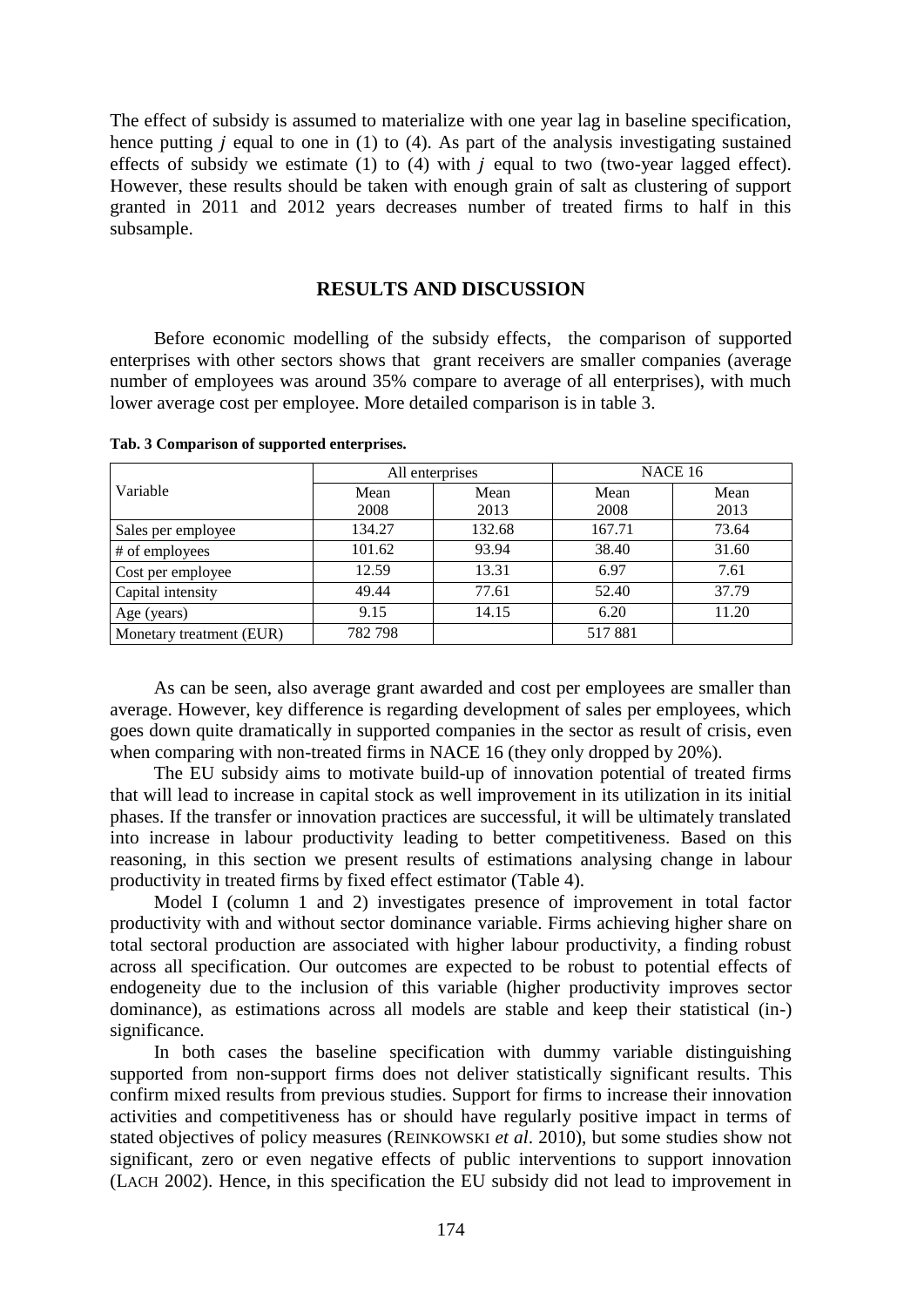The effect of subsidy is assumed to materialize with one year lag in baseline specification, hence putting $j$ equal to one in (1) to (4). As part of the analysis investigating sustained effects of subsidy we estimate (1) to (4) with $j$ equal to two (two-year lagged effect). However, these results should be taken with enough grain of salt as clustering of support granted in 2011 and 2012 years decreases number of treated firms to half in this subsample.

## RESULTS AND DISCUSSION

Before economic modelling of the subsidy effects, the comparison of supported enterprises with other sectors shows that grant receivers are smaller companies (average number of employees was around 35% compare to average of all enterprises), with much lower average cost per employee. More detailed comparison is in table 3.

**Tab. 3 Comparison of supported enterprises.**

| Variable | All enterprises | | NACE 16 | |
|---|---|---|---|---|
| | Mean 2008 | Mean 2013 | Mean 2008 | Mean 2013 |
| Sales per employee | 134.27 | 132.68 | 167.71 | 73.64 |
| # of employees | 101.62 | 93.94 | 38.40 | 31.60 |
| Cost per employee | 12.59 | 13.31 | 6.97 | 7.61 |
| Capital intensity | 49.44 | 77.61 | 52.40 | 37.79 |
| Age (years) | 9.15 | 14.15 | 6.20 | 11.20 |
| Monetary treatment (EUR) | 782 798 | | 517 881 | |

As can be seen, also average grant awarded and cost per employees are smaller than average. However, key difference is regarding development of sales per employees, which goes down quite dramatically in supported companies in the sector as result of crisis, even when comparing with non-treated firms in NACE 16 (they only dropped by 20%).

The EU subsidy aims to motivate build-up of innovation potential of treated firms that will lead to increase in capital stock as well improvement in its utilization in its initial phases. If the transfer or innovation practices are successful, it will be ultimately translated into increase in labour productivity leading to better competitiveness. Based on this reasoning, in this section we present results of estimations analysing change in labour productivity in treated firms by fixed effect estimator (Table 4).

Model I (column 1 and 2) investigates presence of improvement in total factor productivity with and without sector dominance variable. Firms achieving higher share on total sectoral production are associated with higher labour productivity, a finding robust across all specification. Our outcomes are expected to be robust to potential effects of endogeneity due to the inclusion of this variable (higher productivity improves sector dominance), as estimations across all models are stable and keep their statistical (in-) significance.

In both cases the baseline specification with dummy variable distinguishing supported from non-support firms does not deliver statistically significant results. This confirm mixed results from previous studies. Support for firms to increase their innovation activities and competitiveness has or should have regularly positive impact in terms of stated objectives of policy measures (REINKOWSKI *et al*. 2010), but some studies show not significant, zero or even negative effects of public interventions to support innovation (LACH 2002). Hence, in this specification the EU subsidy did not lead to improvement in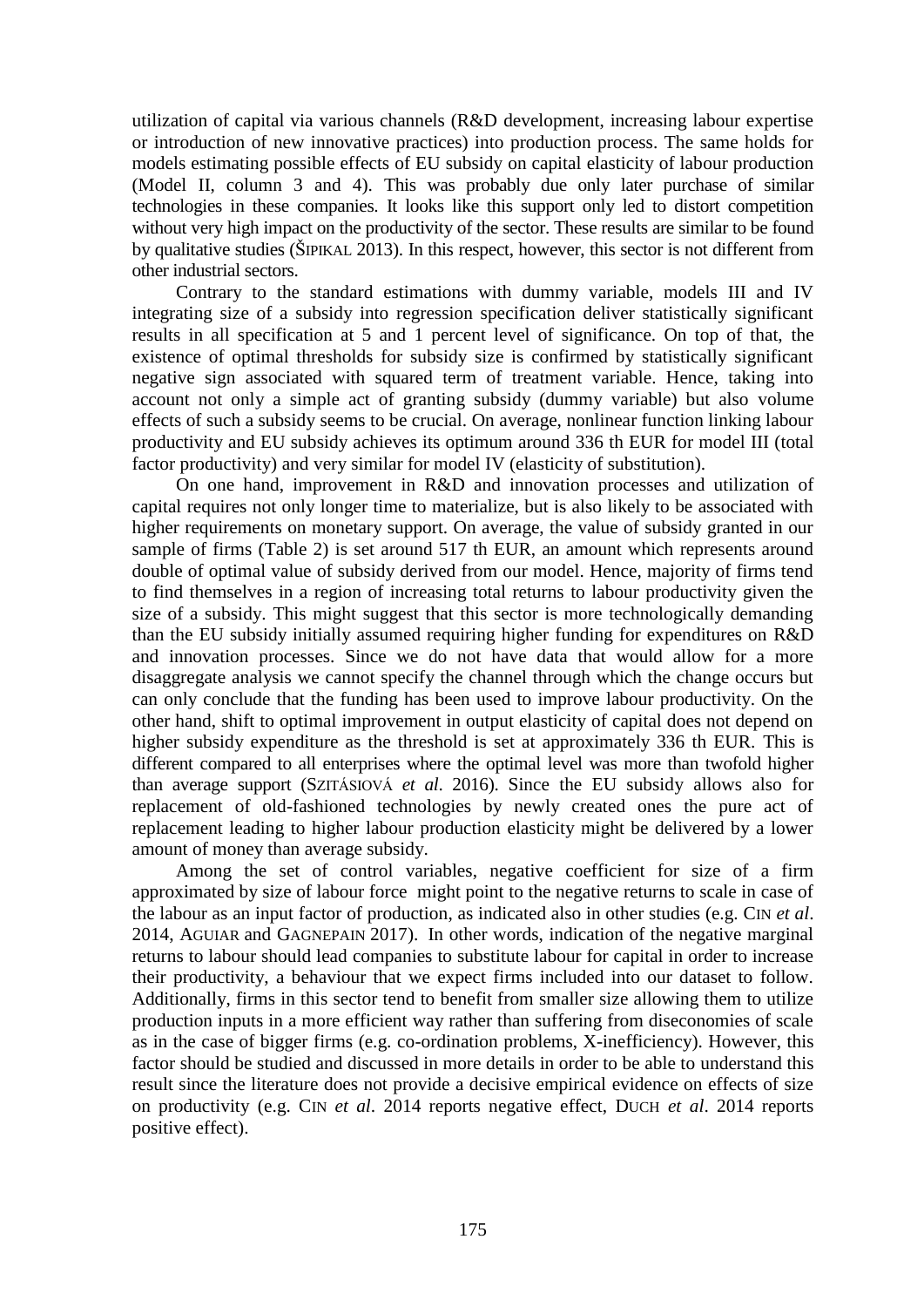utilization of capital via various channels (R&D development, increasing labour expertise or introduction of new innovative practices) into production process. The same holds for models estimating possible effects of EU subsidy on capital elasticity of labour production (Model II, column 3 and 4). This was probably due only later purchase of similar technologies in these companies. It looks like this support only led to distort competition without very high impact on the productivity of the sector. These results are similar to be found by qualitative studies (ŠIPIKAL 2013). In this respect, however, this sector is not different from other industrial sectors.

Contrary to the standard estimations with dummy variable, models III and IV integrating size of a subsidy into regression specification deliver statistically significant results in all specification at 5 and 1 percent level of significance. On top of that, the existence of optimal thresholds for subsidy size is confirmed by statistically significant negative sign associated with squared term of treatment variable. Hence, taking into account not only a simple act of granting subsidy (dummy variable) but also volume effects of such a subsidy seems to be crucial. On average, nonlinear function linking labour productivity and EU subsidy achieves its optimum around 336 th EUR for model III (total factor productivity) and very similar for model IV (elasticity of substitution).

On one hand, improvement in R&D and innovation processes and utilization of capital requires not only longer time to materialize, but is also likely to be associated with higher requirements on monetary support. On average, the value of subsidy granted in our sample of firms (Table 2) is set around 517 th EUR, an amount which represents around double of optimal value of subsidy derived from our model. Hence, majority of firms tend to find themselves in a region of increasing total returns to labour productivity given the size of a subsidy. This might suggest that this sector is more technologically demanding than the EU subsidy initially assumed requiring higher funding for expenditures on R&D and innovation processes. Since we do not have data that would allow for a more disaggregate analysis we cannot specify the channel through which the change occurs but can only conclude that the funding has been used to improve labour productivity. On the other hand, shift to optimal improvement in output elasticity of capital does not depend on higher subsidy expenditure as the threshold is set at approximately 336 th EUR. This is different compared to all enterprises where the optimal level was more than twofold higher than average support (SZITÁSIOVÁ *et al*. 2016). Since the EU subsidy allows also for replacement of old-fashioned technologies by newly created ones the pure act of replacement leading to higher labour production elasticity might be delivered by a lower amount of money than average subsidy.

Among the set of control variables, negative coefficient for size of a firm approximated by size of labour force might point to the negative returns to scale in case of the labour as an input factor of production, as indicated also in other studies (e.g. CIN *et al*. 2014, AGUIAR and GAGNEPAIN 2017). In other words, indication of the negative marginal returns to labour should lead companies to substitute labour for capital in order to increase their productivity, a behaviour that we expect firms included into our dataset to follow. Additionally, firms in this sector tend to benefit from smaller size allowing them to utilize production inputs in a more efficient way rather than suffering from diseconomies of scale as in the case of bigger firms (e.g. co-ordination problems, X-inefficiency). However, this factor should be studied and discussed in more details in order to be able to understand this result since the literature does not provide a decisive empirical evidence on effects of size on productivity (e.g. CIN *et al*. 2014 reports negative effect, DUCH *et al*. 2014 reports positive effect).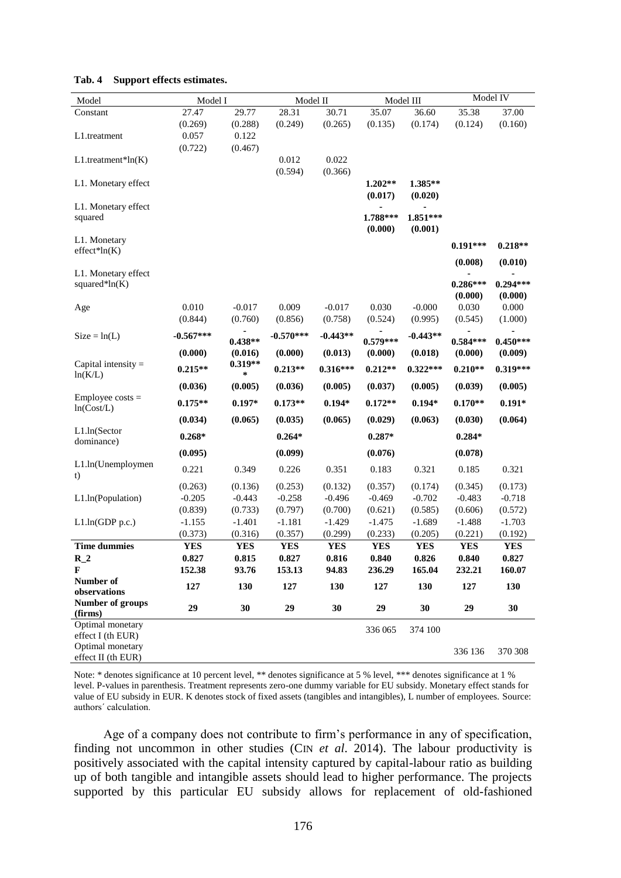**Tab. 4 Support effects estimates.**

| Model | Model I | | Model II | | Model III | | Model IV | |
|---|---|---|---|---|---|---|---|---|
| Constant | 27.47 | 29.77 | 28.31 | 30.71 | 35.07 | 36.60 | 35.38 | 37.00 |
| | (0.269) | (0.288) | (0.249) | (0.265) | (0.135) | (0.174) | (0.124) | (0.160) |
| L1.treatment | 0.057 | 0.122 | | | | | | |
| | (0.722) | (0.467) | | | | | | |
| L1.treatment*ln(K) | | | 0.012 | 0.022 | | | | |
| | | | (0.594) | (0.366) | | | | |
| L1. Monetary effect | | | | | **1.202**** | **1.385**** | | |
| | | | | | **(0.017)** | **(0.020)** | | |
| L1. Monetary effect squared | | | | | **-1.788***** | **-1.851***** | | |
| | | | | | **(0.000)** | **(0.001)** | | |
| L1. Monetary effect*ln(K) | | | | | | | **0.191***** | **0.218**** |
| | | | | | | | **(0.008)** | **(0.010)** |
| L1. Monetary effect squared*ln(K) | | | | | | | **-0.286***** | **-0.294***** |
| | | | | | | | **(0.000)** | **(0.000)** |
| Age | 0.010 | -0.017 | 0.009 | -0.017 | 0.030 | -0.000 | 0.030 | 0.000 |
| | (0.844) | (0.760) | (0.856) | (0.758) | (0.524) | (0.995) | (0.545) | (1.000) |
| Size = ln(L) | **-0.567***** | **-0.438**** | **-0.570***** | **-0.443**** | **-0.579***** | **-0.443**** | **-0.584***** | **-0.450***** |
| | **(0.000)** | **(0.016)** | **(0.000)** | **(0.013)** | **(0.000)** | **(0.018)** | **(0.000)** | **(0.009)** |
| Capital intensity = ln(K/L) | **0.215**** | **0.319***** | **0.213**** | **0.316***** | **0.212**** | **0.322***** | **0.210**** | **0.319***** |
| | **(0.036)** | **(0.005)** | **(0.036)** | **(0.005)** | **(0.037)** | **(0.005)** | **(0.039)** | **(0.005)** |
| Employee costs = ln(Cost/L) | **0.175**** | **0.197*** | **0.173**** | **0.194*** | **0.172**** | **0.194*** | **0.170**** | **0.191*** |
| | **(0.034)** | **(0.065)** | **(0.035)** | **(0.065)** | **(0.029)** | **(0.063)** | **(0.030)** | **(0.064)** |
| L1.ln(Sector dominance) | **0.268*** | | **0.264*** | | **0.287*** | | **0.284*** | |
| | **(0.095)** | | **(0.099)** | | **(0.076)** | | **(0.078)** | |
| L1.ln(Unemployment) | 0.221 | 0.349 | 0.226 | 0.351 | 0.183 | 0.321 | 0.185 | 0.321 |
| | (0.263) | (0.136) | (0.253) | (0.132) | (0.357) | (0.174) | (0.345) | (0.173) |
| L1.ln(Population) | -0.205 | -0.443 | -0.258 | -0.496 | -0.469 | -0.702 | -0.483 | -0.718 |
| | (0.839) | (0.733) | (0.797) | (0.700) | (0.621) | (0.585) | (0.606) | (0.572) |
| L1.ln(GDP p.c.) | -1.155 | -1.401 | -1.181 | -1.429 | -1.475 | -1.689 | -1.488 | -1.703 |
| | (0.373) | (0.316) | (0.357) | (0.299) | (0.233) | (0.205) | (0.221) | (0.192) |
| **Time dummies** | **YES** | **YES** | **YES** | **YES** | **YES** | **YES** | **YES** | **YES** |
| **R_2** | **0.827** | **0.815** | **0.827** | **0.816** | **0.840** | **0.826** | **0.840** | **0.827** |
| **F** | **152.38** | **93.76** | **153.13** | **94.83** | **236.29** | **165.04** | **232.21** | **160.07** |
| **Number of observations** | **127** | **130** | **127** | **130** | **127** | **130** | **127** | **130** |
| **Number of groups (firms)** | **29** | **30** | **29** | **30** | **29** | **30** | **29** | **30** |
| Optimal monetary effect I (th EUR) | | | | | 336 065 | 374 100 | | |
| Optimal monetary effect II (th EUR) | | | | | | | 336 136 | 370 308 |

Note: * denotes significance at 10 percent level, ** denotes significance at 5 % level, *** denotes significance at 1 % level. P-values in parenthesis. Treatment represents zero-one dummy variable for EU subsidy. Monetary effect stands for value of EU subsidy in EUR. K denotes stock of fixed assets (tangibles and intangibles), L number of employees. Source: authors´ calculation.

Age of a company does not contribute to firm's performance in any of specification, finding not uncommon in other studies (CIN *et al*. 2014). The labour productivity is positively associated with the capital intensity captured by capital-labour ratio as building up of both tangible and intangible assets should lead to higher performance. The projects supported by this particular EU subsidy allows for replacement of old-fashioned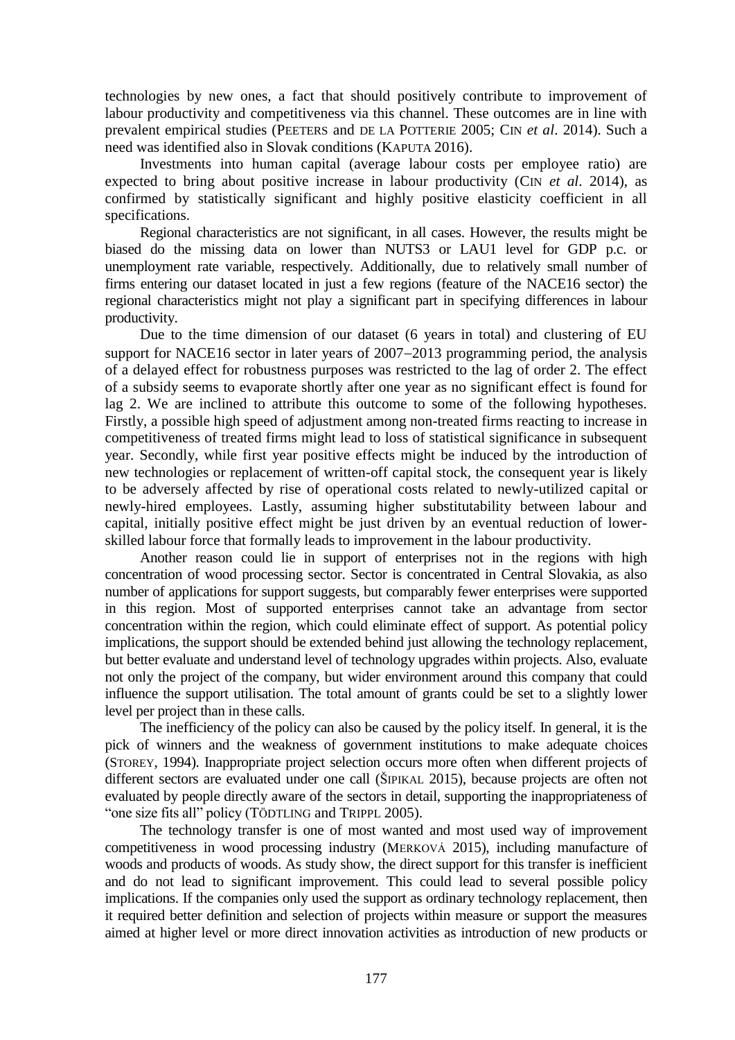technologies by new ones, a fact that should positively contribute to improvement of labour productivity and competitiveness via this channel. These outcomes are in line with prevalent empirical studies (PEETERS and DE LA POTTERIE 2005; CIN *et al*. 2014). Such a need was identified also in Slovak conditions (KAPUTA 2016).

Investments into human capital (average labour costs per employee ratio) are expected to bring about positive increase in labour productivity (CIN *et al*. 2014), as confirmed by statistically significant and highly positive elasticity coefficient in all specifications.

Regional characteristics are not significant, in all cases. However, the results might be biased do the missing data on lower than NUTS3 or LAU1 level for GDP p.c. or unemployment rate variable, respectively. Additionally, due to relatively small number of firms entering our dataset located in just a few regions (feature of the NACE16 sector) the regional characteristics might not play a significant part in specifying differences in labour productivity.

Due to the time dimension of our dataset (6 years in total) and clustering of EU support for NACE16 sector in later years of 2007–2013 programming period, the analysis of a delayed effect for robustness purposes was restricted to the lag of order 2. The effect of a subsidy seems to evaporate shortly after one year as no significant effect is found for lag 2. We are inclined to attribute this outcome to some of the following hypotheses. Firstly, a possible high speed of adjustment among non-treated firms reacting to increase in competitiveness of treated firms might lead to loss of statistical significance in subsequent year. Secondly, while first year positive effects might be induced by the introduction of new technologies or replacement of written-off capital stock, the consequent year is likely to be adversely affected by rise of operational costs related to newly-utilized capital or newly-hired employees. Lastly, assuming higher substitutability between labour and capital, initially positive effect might be just driven by an eventual reduction of lower-skilled labour force that formally leads to improvement in the labour productivity.

Another reason could lie in support of enterprises not in the regions with high concentration of wood processing sector. Sector is concentrated in Central Slovakia, as also number of applications for support suggests, but comparably fewer enterprises were supported in this region. Most of supported enterprises cannot take an advantage from sector concentration within the region, which could eliminate effect of support. As potential policy implications, the support should be extended behind just allowing the technology replacement, but better evaluate and understand level of technology upgrades within projects. Also, evaluate not only the project of the company, but wider environment around this company that could influence the support utilisation. The total amount of grants could be set to a slightly lower level per project than in these calls.

The inefficiency of the policy can also be caused by the policy itself. In general, it is the pick of winners and the weakness of government institutions to make adequate choices (STOREY, 1994). Inappropriate project selection occurs more often when different projects of different sectors are evaluated under one call (ŠIPIKAL 2015), because projects are often not evaluated by people directly aware of the sectors in detail, supporting the inappropriateness of "one size fits all" policy (TÖDTLING and TRIPPL 2005).

The technology transfer is one of most wanted and most used way of improvement competitiveness in wood processing industry (MERKOVÁ 2015), including manufacture of woods and products of woods. As study show, the direct support for this transfer is inefficient and do not lead to significant improvement. This could lead to several possible policy implications. If the companies only used the support as ordinary technology replacement, then it required better definition and selection of projects within measure or support the measures aimed at higher level or more direct innovation activities as introduction of new products or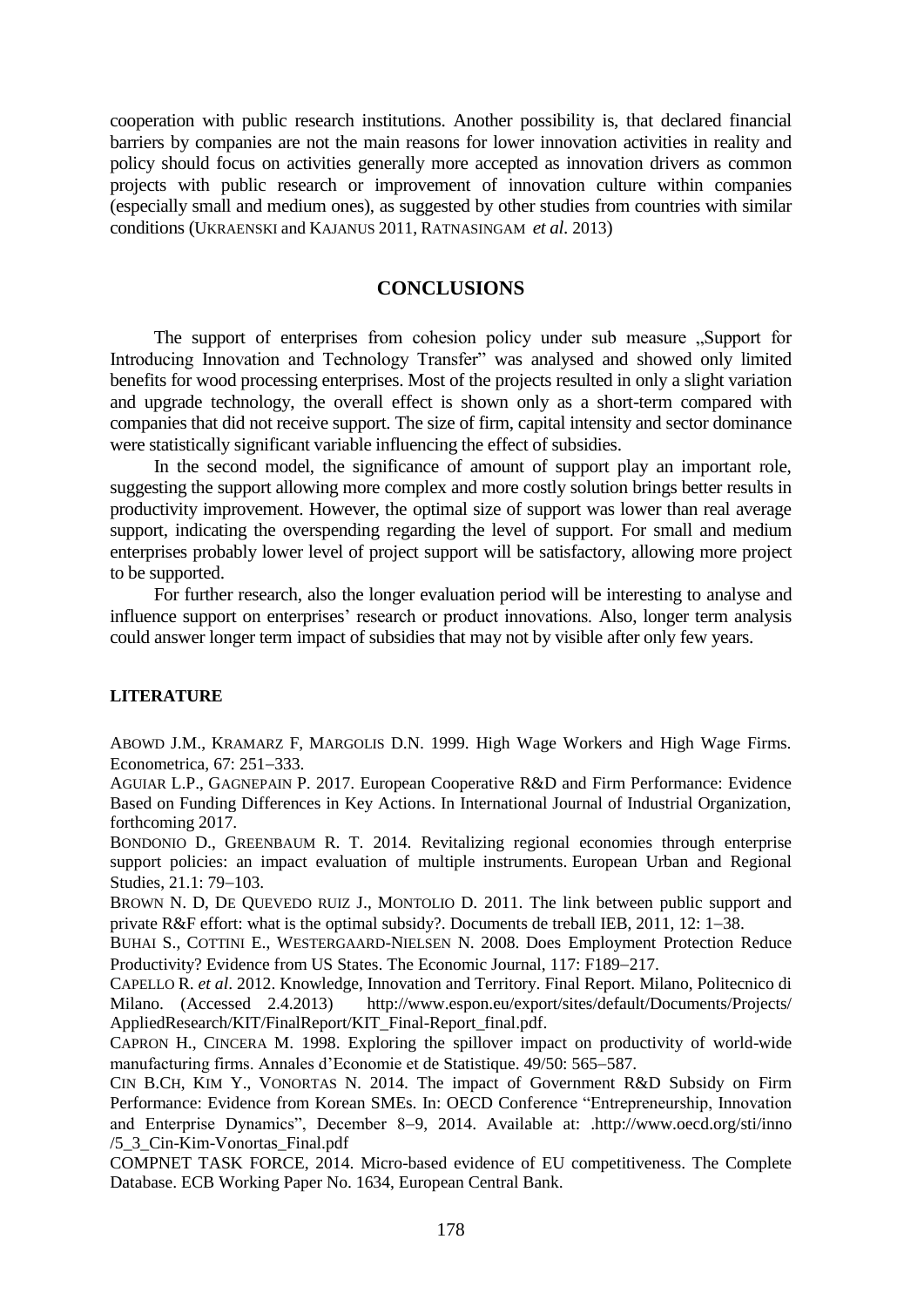cooperation with public research institutions. Another possibility is, that declared financial barriers by companies are not the main reasons for lower innovation activities in reality and policy should focus on activities generally more accepted as innovation drivers as common projects with public research or improvement of innovation culture within companies (especially small and medium ones), as suggested by other studies from countries with similar conditions (UKRAENSKI and KAJANUS 2011, RATNASINGAM *et al.* 2013)

## CONCLUSIONS

The support of enterprises from cohesion policy under sub measure „Support for Introducing Innovation and Technology Transfer" was analysed and showed only limited benefits for wood processing enterprises. Most of the projects resulted in only a slight variation and upgrade technology, the overall effect is shown only as a short-term compared with companies that did not receive support. The size of firm, capital intensity and sector dominance were statistically significant variable influencing the effect of subsidies.

In the second model, the significance of amount of support play an important role, suggesting the support allowing more complex and more costly solution brings better results in productivity improvement. However, the optimal size of support was lower than real average support, indicating the overspending regarding the level of support. For small and medium enterprises probably lower level of project support will be satisfactory, allowing more project to be supported.

For further research, also the longer evaluation period will be interesting to analyse and influence support on enterprises' research or product innovations. Also, longer term analysis could answer longer term impact of subsidies that may not by visible after only few years.

### LITERATURE

ABOWD J.M., KRAMARZ F, MARGOLIS D.N. 1999. High Wage Workers and High Wage Firms. Econometrica, 67: 251–333.

AGUIAR L.P., GAGNEPAIN P. 2017. European Cooperative R&D and Firm Performance: Evidence Based on Funding Differences in Key Actions. In International Journal of Industrial Organization, forthcoming 2017.

BONDONIO D., GREENBAUM R. T. 2014. Revitalizing regional economies through enterprise support policies: an impact evaluation of multiple instruments. European Urban and Regional Studies, 21.1: 79–103.

BROWN N. D, DE QUEVEDO RUIZ J., MONTOLIO D. 2011. The link between public support and private R&F effort: what is the optimal subsidy?. Documents de treball IEB, 2011, 12: 1–38.

BUHAI S., COTTINI E., WESTERGAARD-NIELSEN N. 2008. Does Employment Protection Reduce Productivity? Evidence from US States. The Economic Journal, 117: F189–217.

CAPELLO R. *et al*. 2012. Knowledge, Innovation and Territory. Final Report. Milano, Politecnico di Milano. (Accessed 2.4.2013) http://www.espon.eu/export/sites/default/Documents/Projects/AppliedResearch/KIT/FinalReport/KIT_Final-Report_final.pdf.

CAPRON H., CINCERA M. 1998. Exploring the spillover impact on productivity of world-wide manufacturing firms. Annales d'Economie et de Statistique. 49/50: 565–587.

CIN B.CH, KIM Y., VONORTAS N. 2014. The impact of Government R&D Subsidy on Firm Performance: Evidence from Korean SMEs. In: OECD Conference "Entrepreneurship, Innovation and Enterprise Dynamics", December 8–9, 2014. Available at: .http://www.oecd.org/sti/inno/5_3_Cin-Kim-Vonortas_Final.pdf

COMPNET TASK FORCE, 2014. Micro-based evidence of EU competitiveness. The Complete Database. ECB Working Paper No. 1634, European Central Bank.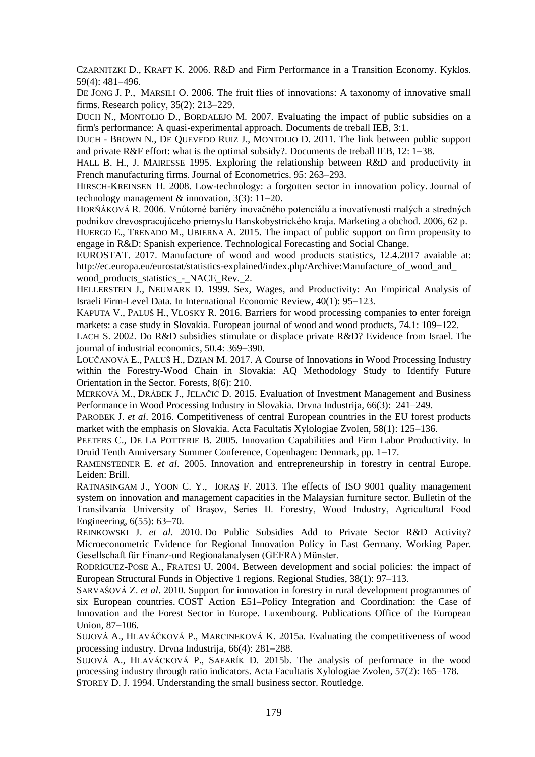CZARNITZKI D., KRAFT K. 2006. R&D and Firm Performance in a Transition Economy. Kyklos. 59(4): 481–496.

DE JONG J. P., MARSILI O. 2006. The fruit flies of innovations: A taxonomy of innovative small firms. Research policy, 35(2): 213–229.

DUCH N., MONTOLIO D., BORDALEJO M. 2007. Evaluating the impact of public subsidies on a firm's performance: A quasi-experimental approach. Documents de treball IEB, 3:1.

DUCH - BROWN N., DE QUEVEDO RUIZ J., MONTOLIO D. 2011. The link between public support and private R&F effort: what is the optimal subsidy?. Documents de treball IEB, 12: 1–38.

HALL B. H., J. MAIRESSE 1995. Exploring the relationship between R&D and productivity in French manufacturing firms. Journal of Econometrics. 95: 263–293.

HIRSCH-KREINSEN H. 2008. Low-technology: a forgotten sector in innovation policy. Journal of technology management & innovation, 3(3): 11–20.

HORŇÁKOVÁ R. 2006. Vnútorné bariéry inovačného potenciálu a inovatívnosti malých a stredných podnikov drevospracujúceho priemyslu Banskobystrického kraja. Marketing a obchod. 2006, 62 p.

HUERGO E., TRENADO M., UBIERNA A. 2015. The impact of public support on firm propensity to engage in R&D: Spanish experience. Technological Forecasting and Social Change.

EUROSTAT. 2017. Manufacture of wood and wood products statistics, 12.4.2017 avaiable at: http://ec.europa.eu/eurostat/statistics-explained/index.php/Archive:Manufacture_of_wood_and_wood_products_statistics_-_NACE_Rev._2.

HELLERSTEIN J., NEUMARK D. 1999. Sex, Wages, and Productivity: An Empirical Analysis of Israeli Firm-Level Data. In International Economic Review, 40(1): 95–123.

KAPUTA V., PALUŠ H., VLOSKY R. 2016. Barriers for wood processing companies to enter foreign markets: a case study in Slovakia. European journal of wood and wood products, 74.1: 109–122.

LACH S. 2002. Do R&D subsidies stimulate or displace private R&D? Evidence from Israel. The journal of industrial economics, 50.4: 369–390.

LOUČANOVÁ E., PALUŠ H., DZIAN M. 2017. A Course of Innovations in Wood Processing Industry within the Forestry-Wood Chain in Slovakia: AQ Methodology Study to Identify Future Orientation in the Sector. Forests, 8(6): 210.

MERKOVÁ M., DRÁBEK J., JELAČIĆ D. 2015. Evaluation of Investment Management and Business Performance in Wood Processing Industry in Slovakia. Drvna Industrija, 66(3): 241–249.

PAROBEK J. *et al*. 2016. Competitiveness of central European countries in the EU forest products market with the emphasis on Slovakia. Acta Facultatis Xylologiae Zvolen, 58(1): 125–136.

PEETERS C., DE LA POTTERIE B. 2005. Innovation Capabilities and Firm Labor Productivity. In Druid Tenth Anniversary Summer Conference, Copenhagen: Denmark, pp. 1–17.

RAMENSTEINER E. *et al*. 2005. Innovation and entrepreneurship in forestry in central Europe. Leiden: Brill.

RATNASINGAM J., YOON C. Y., IORAŞ F. 2013. The effects of ISO 9001 quality management system on innovation and management capacities in the Malaysian furniture sector. Bulletin of the Transilvania University of Braşov, Series II. Forestry, Wood Industry, Agricultural Food Engineering, 6(55): 63–70.

REINKOWSKI J. *et al*. 2010. Do Public Subsidies Add to Private Sector R&D Activity? Microeconometric Evidence for Regional Innovation Policy in East Germany. Working Paper. Gesellschaft für Finanz-und Regionalanalysen (GEFRA) Münster.

RODRÍGUEZ-POSE A., FRATESI U. 2004. Between development and social policies: the impact of European Structural Funds in Objective 1 regions. Regional Studies, 38(1): 97–113.

SARVAŠOVÁ Z. *et al*. 2010. Support for innovation in forestry in rural development programmes of six European countries. COST Action E51–Policy Integration and Coordination: the Case of Innovation and the Forest Sector in Europe. Luxembourg. Publications Office of the European Union, 87–106.

SUJOVÁ A., HLAVÁČKOVÁ P., MARCINEKOVÁ K. 2015a. Evaluating the competitiveness of wood processing industry. Drvna Industrija, 66(4): 281–288.

SUJOVÁ A., HLAVÁCKOVÁ P., SAFARÍK D. 2015b. The analysis of performace in the wood processing industry through ratio indicators. Acta Facultatis Xylologiae Zvolen, 57(2): 165–178.

STOREY D. J. 1994. Understanding the small business sector. Routledge.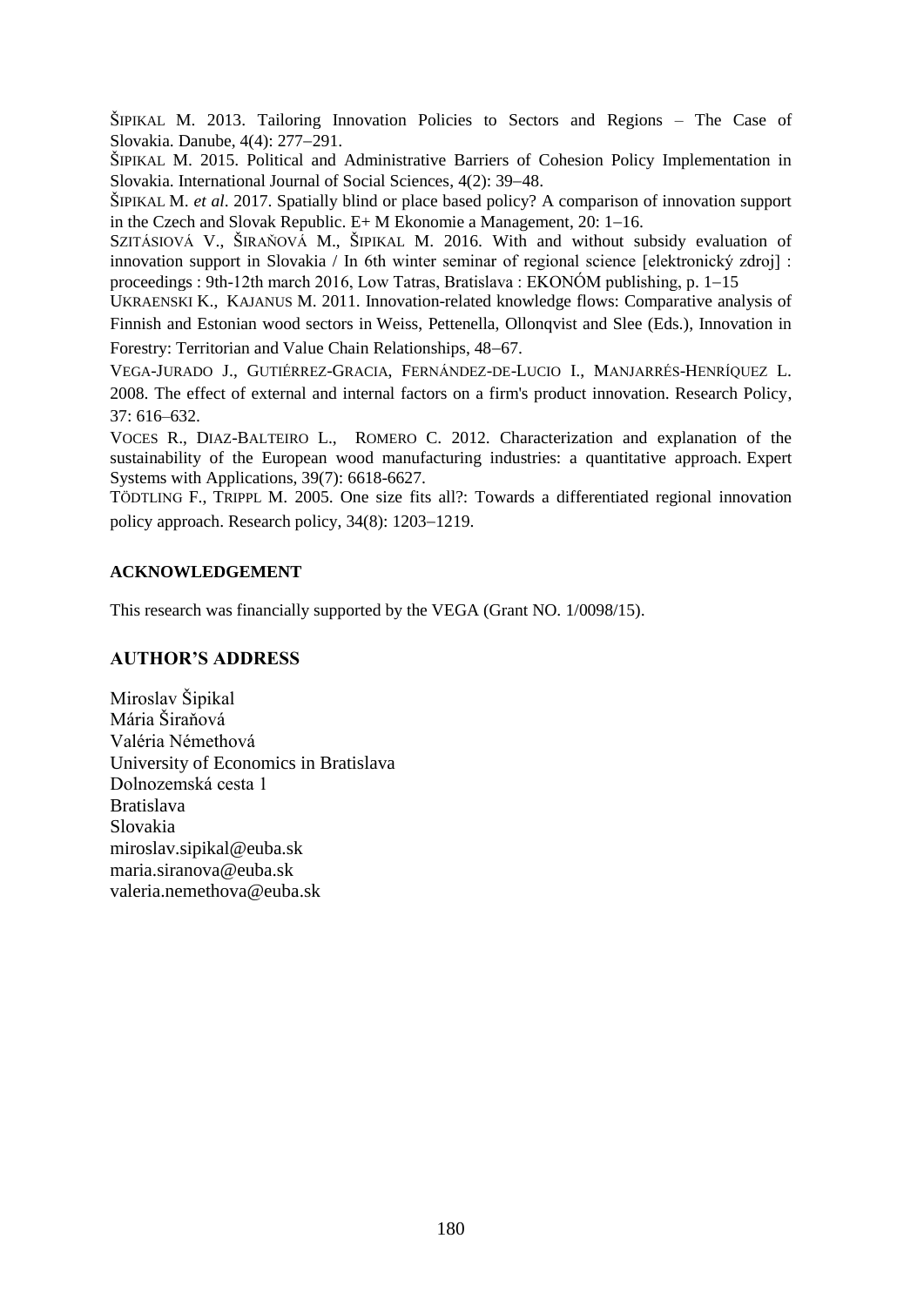ŠIPIKAL M. 2013. Tailoring Innovation Policies to Sectors and Regions – The Case of Slovakia. Danube, 4(4): 277–291.

ŠIPIKAL M. 2015. Political and Administrative Barriers of Cohesion Policy Implementation in Slovakia. International Journal of Social Sciences, 4(2): 39–48.

ŠIPIKAL M. *et al*. 2017. Spatially blind or place based policy? A comparison of innovation support in the Czech and Slovak Republic. E+ M Ekonomie a Management, 20: 1–16.

SZITÁSIOVÁ V., ŠIRAŇOVÁ M., ŠIPIKAL M. 2016. With and without subsidy evaluation of innovation support in Slovakia / In 6th winter seminar of regional science [elektronický zdroj] : proceedings : 9th-12th march 2016, Low Tatras, Bratislava : EKONÓM publishing, p. 1–15

UKRAENSKI K., KAJANUS M. 2011. Innovation-related knowledge flows: Comparative analysis of Finnish and Estonian wood sectors in Weiss, Pettenella, Ollonqvist and Slee (Eds.), Innovation in Forestry: Territorian and Value Chain Relationships, 48–67.

VEGA-JURADO J., GUTIÉRREZ-GRACIA, FERNÁNDEZ-DE-LUCIO I., MANJARRÉS-HENRÍQUEZ L. 2008. The effect of external and internal factors on a firm's product innovation. Research Policy, 37: 616–632.

VOCES R., DIAZ-BALTEIRO L., ROMERO C. 2012. Characterization and explanation of the sustainability of the European wood manufacturing industries: a quantitative approach. Expert Systems with Applications, 39(7): 6618-6627.

TÖDTLING F., TRIPPL M. 2005. One size fits all?: Towards a differentiated regional innovation policy approach. Research policy, 34(8): 1203–1219.

## ACKNOWLEDGEMENT

This research was financially supported by the VEGA (Grant NO. 1/0098/15).

## AUTHOR'S ADDRESS

Miroslav Šipikal
Mária Širaňová
Valéria Némethová
University of Economics in Bratislava
Dolnozemská cesta 1
Bratislava
Slovakia
miroslav.sipikal@euba.sk
maria.siranova@euba.sk
valeria.nemethova@euba.sk